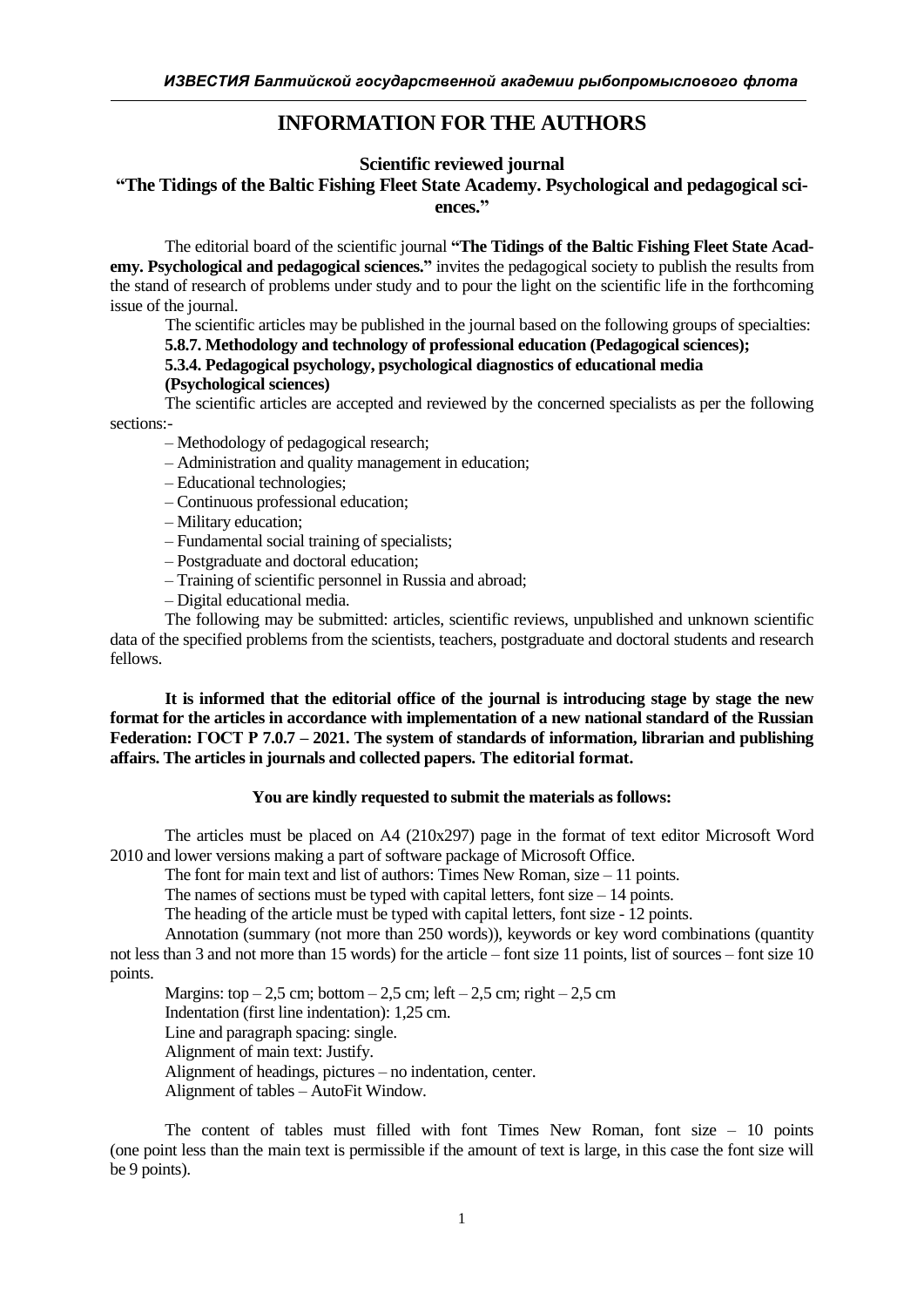# INFORMATION FOR THE AUTHORS

### Scientific reviewed journal
### "The Tidings of the Baltic Fishing Fleet State Academy. Psychological and pedagogical sciences."

The editorial board of the scientific journal **"The Tidings of the Baltic Fishing Fleet State Academy. Psychological and pedagogical sciences."** invites the pedagogical society to publish the results from the stand of research of problems under study and to pour the light on the scientific life in the forthcoming issue of the journal.

The scientific articles may be published in the journal based on the following groups of specialties:

**5.8.7. Methodology and technology of professional education (Pedagogical sciences);**

**5.3.4. Pedagogical psychology, psychological diagnostics of educational media (Psychological sciences)**

The scientific articles are accepted and reviewed by the concerned specialists as per the following sections:-

– Methodology of pedagogical research;

– Administration and quality management in education;

– Educational technologies;

– Continuous professional education;

– Military education;

– Fundamental social training of specialists;

– Postgraduate and doctoral education;

– Training of scientific personnel in Russia and abroad;

– Digital educational media.

The following may be submitted: articles, scientific reviews, unpublished and unknown scientific data of the specified problems from the scientists, teachers, postgraduate and doctoral students and research fellows.

**It is informed that the editorial office of the journal is introducing stage by stage the new format for the articles in accordance with implementation of a new national standard of the Russian Federation: ГОСТ Р 7.0.7 – 2021. The system of standards of information, librarian and publishing affairs. The articles in journals and collected papers. The editorial format.**

**You are kindly requested to submit the materials as follows:**

The articles must be placed on A4 (210x297) page in the format of text editor Microsoft Word 2010 and lower versions making a part of software package of Microsoft Office.

The font for main text and list of authors: Times New Roman, size – 11 points.

The names of sections must be typed with capital letters, font size – 14 points.

The heading of the article must be typed with capital letters, font size - 12 points.

Annotation (summary (not more than 250 words)), keywords or key word combinations (quantity not less than 3 and not more than 15 words) for the article – font size 11 points, list of sources – font size 10 points.

Margins: top – 2,5 cm; bottom – 2,5 cm; left – 2,5 cm; right – 2,5 cm

Indentation (first line indentation): 1,25 cm.

Line and paragraph spacing: single.

Alignment of main text: Justify.

Alignment of headings, pictures – no indentation, center.

Alignment of tables – AutoFit Window.

The content of tables must filled with font Times New Roman, font size – 10 points (one point less than the main text is permissible if the amount of text is large, in this case the font size will be 9 points).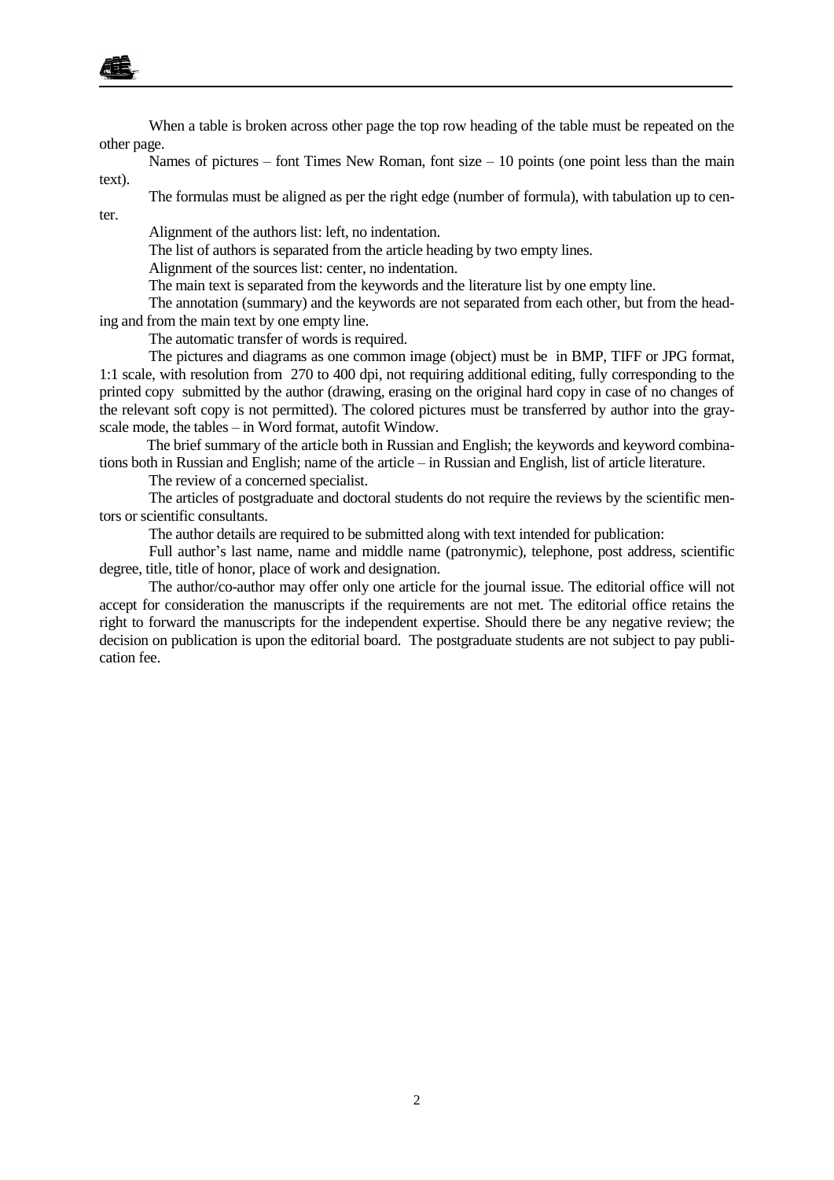When a table is broken across other page the top row heading of the table must be repeated on the other page.

Names of pictures – font Times New Roman, font size – 10 points (one point less than the main text).

The formulas must be aligned as per the right edge (number of formula), with tabulation up to center.

Alignment of the authors list: left, no indentation.

The list of authors is separated from the article heading by two empty lines.

Alignment of the sources list: center, no indentation.

The main text is separated from the keywords and the literature list by one empty line.

The annotation (summary) and the keywords are not separated from each other, but from the heading and from the main text by one empty line.

The automatic transfer of words is required.

The pictures and diagrams as one common image (object) must be in BMP, TIFF or JPG format, 1:1 scale, with resolution from 270 to 400 dpi, not requiring additional editing, fully corresponding to the printed copy submitted by the author (drawing, erasing on the original hard copy in case of no changes of the relevant soft copy is not permitted). The colored pictures must be transferred by author into the grayscale mode, the tables – in Word format, autofit Window.

The brief summary of the article both in Russian and English; the keywords and keyword combinations both in Russian and English; name of the article – in Russian and English, list of article literature.

The review of a concerned specialist.

The articles of postgraduate and doctoral students do not require the reviews by the scientific mentors or scientific consultants.

The author details are required to be submitted along with text intended for publication:

Full author's last name, name and middle name (patronymic), telephone, post address, scientific degree, title, title of honor, place of work and designation.

The author/co-author may offer only one article for the journal issue. The editorial office will not accept for consideration the manuscripts if the requirements are not met. The editorial office retains the right to forward the manuscripts for the independent expertise. Should there be any negative review; the decision on publication is upon the editorial board. The postgraduate students are not subject to pay publication fee.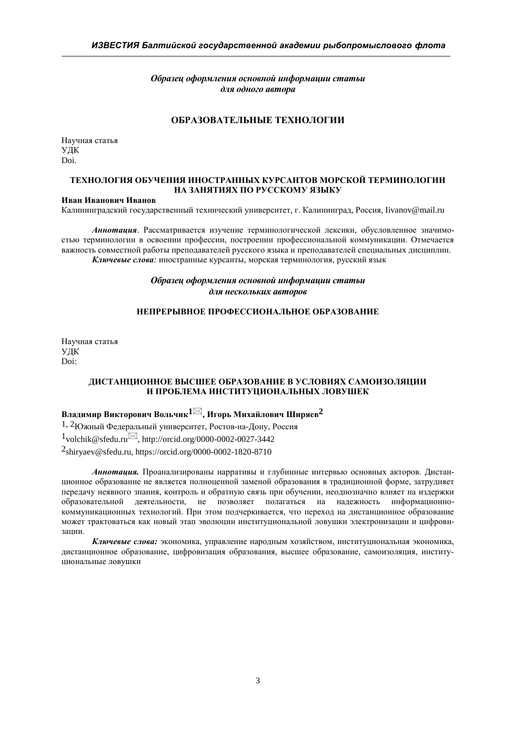*Образец оформления основной информации статьи*
*для одного автора*

## ОБРАЗОВАТЕЛЬНЫЕ ТЕХНОЛОГИИ

Научная статья
УДК
Doi.

### ТЕХНОЛОГИЯ ОБУЧЕНИЯ ИНОСТРАННЫХ КУРСАНТОВ МОРСКОЙ ТЕРМИНОЛОГИИ НА ЗАНЯТИЯХ ПО РУССКОМУ ЯЗЫКУ

**Иван Иванович Иванов**
Калининградский государственный технический университет, г. Калининград, Россия, Iivanov@mail.ru

***Аннотация***. Рассматривается изучение терминологической лексики, обусловленное значимостью терминологии в освоении профессии, построении профессиональной коммуникации. Отмечается важность совместной работы преподавателей русского языка и преподавателей специальных дисциплин.

***Ключевые слова:*** иностранные курсанты, морская терминология, русский язык

*Образец оформления основной информации статьи*
*для нескольких авторов*

## НЕПРЕРЫВНОЕ ПРОФЕССИОНАЛЬНОЕ ОБРАЗОВАНИЕ

Научная статья
УДК
Doi:

### ДИСТАНЦИОННОЕ ВЫСШЕЕ ОБРАЗОВАНИЕ В УСЛОВИЯХ САМОИЗОЛЯЦИИ И ПРОБЛЕМА ИНСТИТУЦИОНАЛЬНЫХ ЛОВУШЕК

**Владимир Викторович Вольчик[1]✉, Игорь Михайлович Ширяев[2]**

[1, 2]Южный Федеральный университет, Ростов-на-Дону, Россия

[1]volchik@sfedu.ru✉, http://orcid.org/0000-0002-0027-3442

[2]shiryaev@sfedu.ru, https://orcid.org/0000-0002-1820-8710

***Аннотация.*** Проанализированы нарративы и глубинные интервью основных акторов. Дистанционное образование не является полноценной заменой образования в традиционной форме, затрудняет передачу неявного знания, контроль и обратную связь при обучении, неоднозначно влияет на издержки образовательной деятельности, не позволяет полагаться на надежность информационно-коммуникационных технологий. При этом подчеркивается, что переход на дистанционное образование может трактоваться как новый этап эволюции институциональной ловушки электронизации и цифровизации.

***Ключевые слова:*** экономика, управление народным хозяйством, институциональная экономика, дистанционное образование, цифровизация образования, высшее образование, самоизоляция, институциональные ловушки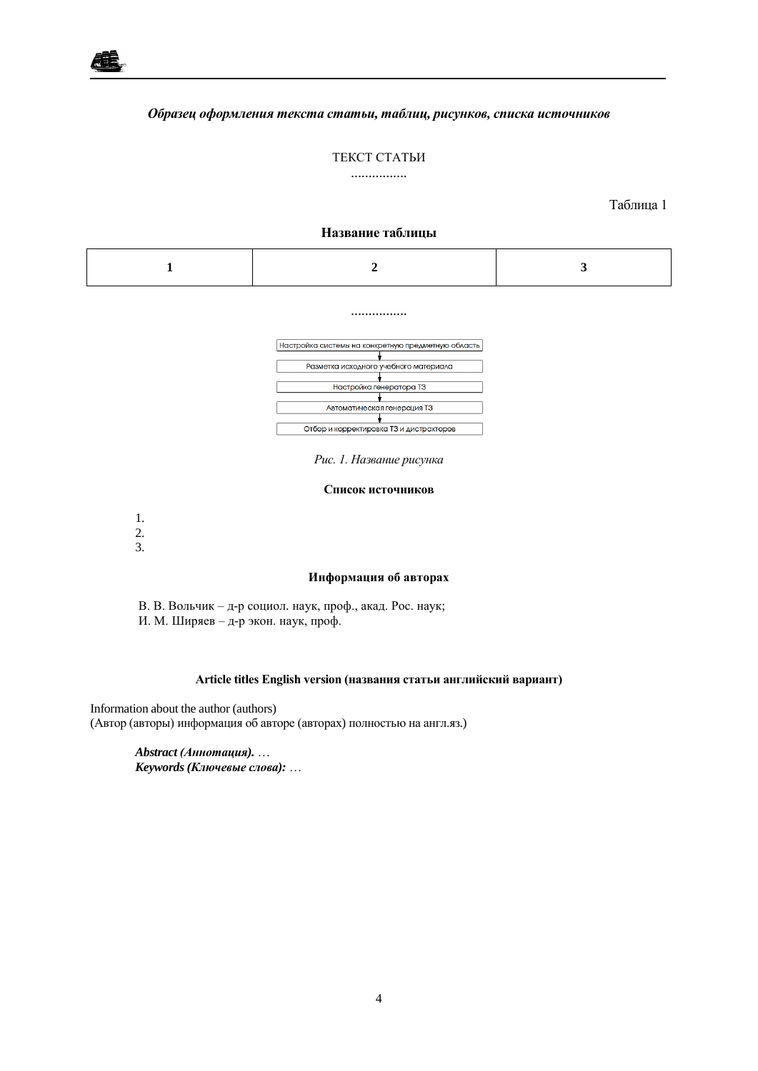*Образец оформления текста статьи, таблиц, рисунков, списка источников*

ТЕКСТ СТАТЬИ

…………….

Таблица 1

**Название таблицы**

| 1 | 2 | 3 |
|---|---|---|

…………….

Настройка системы на конкретную предметную область

↓

Разметка исходного учебного материала

↓

Настройка генератора ТЗ

↓

Автоматическая генерация ТЗ

↓

Отбор и корректировка ТЗ и дистракторов

*Рис. 1. Название рисунка*

**Список источников**

1.
2.
3.

**Информация об авторах**

В. В. Вольчик – д-р социол. наук, проф., акад. Рос. наук;
И. М. Ширяев – д-р экон. наук, проф.

**Article titles English version (названия статьи английский вариант)**

Information about the author (authors)
(Автор (авторы) информация об авторе (авторах) полностью на англ.яз.)

***Abstract (Аннотация).*** …
***Keywords (Ключевые слова):*** …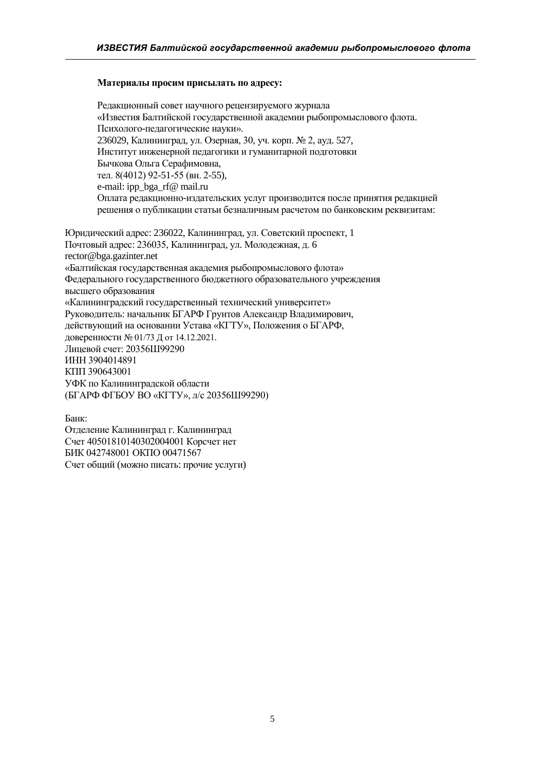**Материалы просим присылать по адресу:**

Редакционный совет научного рецензируемого журнала
«Известия Балтийской государственной академии рыбопромыслового флота.
Психолого-педагогические науки».
236029, Калининград, ул. Озерная, 30, уч. корп. № 2, ауд. 527,
Институт инженерной педагогики и гуманитарной подготовки
Бычкова Ольга Серафимовна,
тел. 8(4012) 92-51-55 (вн. 2-55),
e-mail: ipp_bga_rf@ mail.ru
Оплата редакционно-издательских услуг производится после принятия редакцией решения о публикации статьи безналичным расчетом по банковским реквизитам:

Юридический адрес: 236022, Калининград, ул. Советский проспект, 1
Почтовый адрес: 236035, Калининград, ул. Молодежная, д. 6
rector@bga.gazinter.net
«Балтийская государственная академия рыбопромыслового флота»
Федерального государственного бюджетного образовательного учреждения
высшего образования
«Калининградский государственный технический университет»
Руководитель: начальник БГАРФ Грунтов Александр Владимирович,
действующий на основании Устава «КГТУ», Положения о БГАРФ,
доверенности № 01/73 Д от 14.12.2021.
Лицевой счет: 20356Ш99290
ИНН 3904014891
КПП 390643001
УФК по Калининградской области
(БГАРФ ФГБОУ ВО «КГТУ», л/с 20356Ш99290)

Банк:
Отделение Калининград г. Калининград
Счет 40501810140302004001 Корсчет нет
БИК 042748001 ОКПО 00471567
Счет общий (можно писать: прочие услуги)